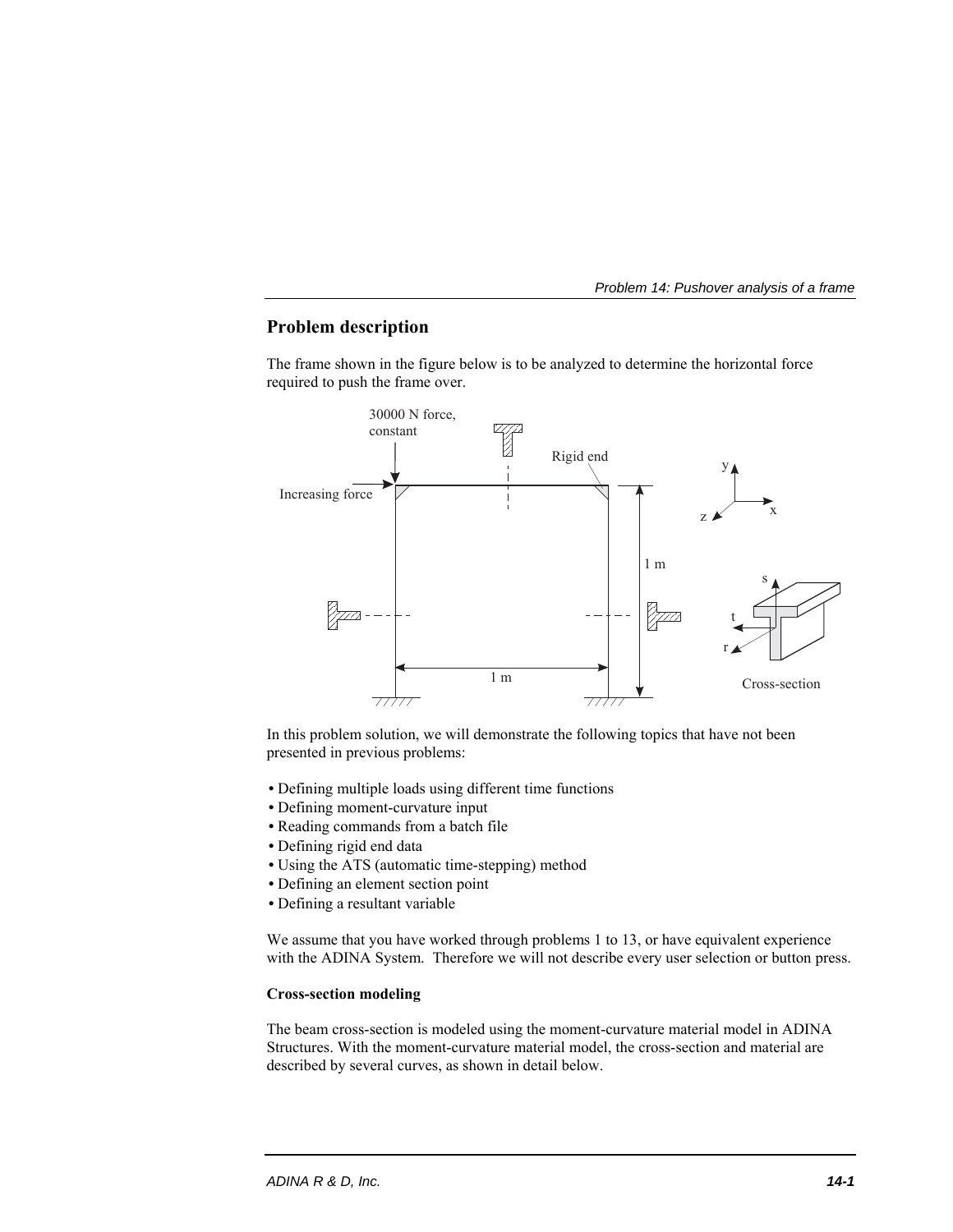## Problem description

The frame shown in the figure below is to be analyzed to determine the horizontal force required to push the frame over.

In this problem solution, we will demonstrate the following topics that have not been presented in previous problems:

- Defining multiple loads using different time functions
- Defining moment-curvature input
- Reading commands from a batch file
- Defining rigid end data
- Using the ATS (automatic time-stepping) method
- Defining an element section point
- Defining a resultant variable

We assume that you have worked through problems 1 to 13, or have equivalent experience with the ADINA System. Therefore we will not describe every user selection or button press.

**Cross-section modeling**

The beam cross-section is modeled using the moment-curvature material model in ADINA Structures. With the moment-curvature material model, the cross-section and material are described by several curves, as shown in detail below.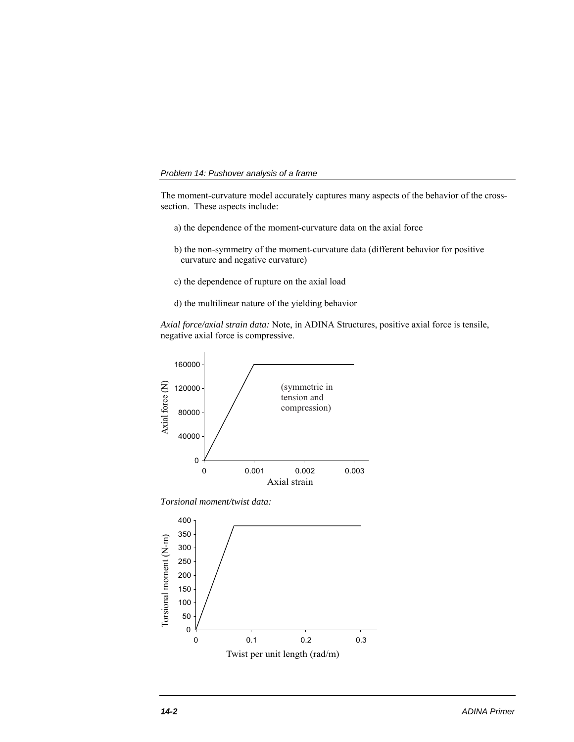The moment-curvature model accurately captures many aspects of the behavior of the cross-section. These aspects include:

a) the dependence of the moment-curvature data on the axial force

b) the non-symmetry of the moment-curvature data (different behavior for positive curvature and negative curvature)

c) the dependence of rupture on the axial load

d) the multilinear nature of the yielding behavior

*Axial force/axial strain data:* Note, in ADINA Structures, positive axial force is tensile, negative axial force is compressive.

*Torsional moment/twist data:*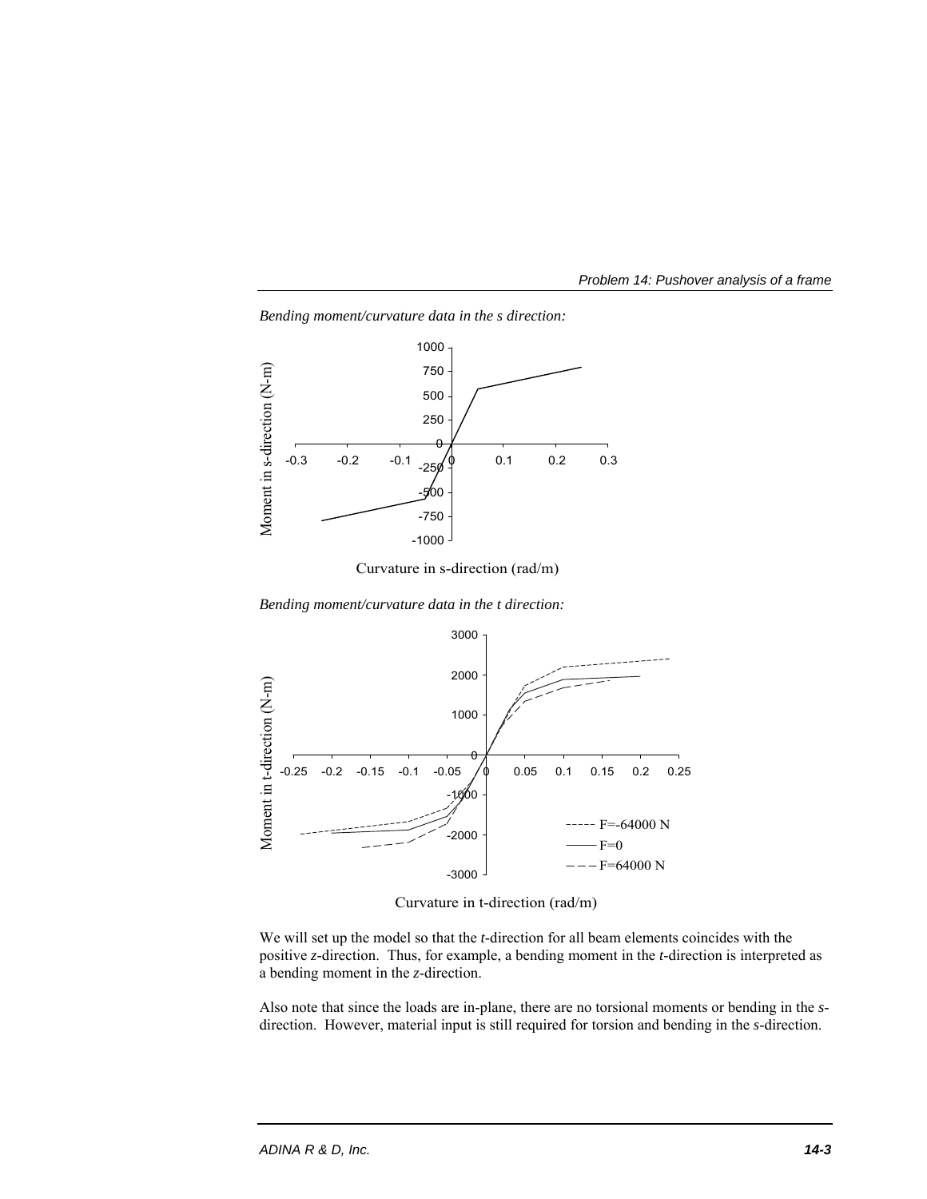*Bending moment/curvature data in the s direction:*

*Bending moment/curvature data in the t direction:*

We will set up the model so that the *t*-direction for all beam elements coincides with the positive *z*-direction. Thus, for example, a bending moment in the *t*-direction is interpreted as a bending moment in the *z*-direction.

Also note that since the loads are in-plane, there are no torsional moments or bending in the *s*-direction. However, material input is still required for torsion and bending in the *s*-direction.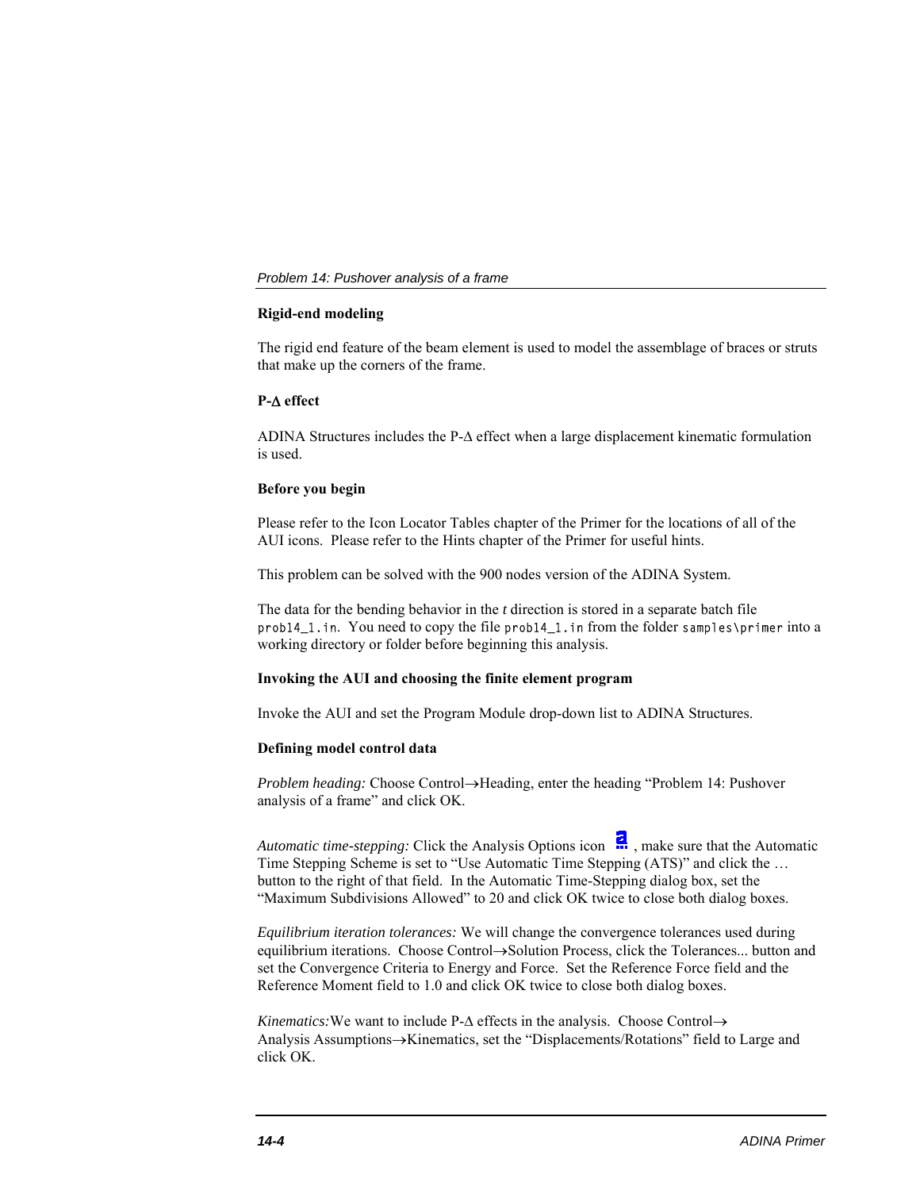**Rigid-end modeling**

The rigid end feature of the beam element is used to model the assemblage of braces or struts that make up the corners of the frame.

**P-Δ effect**

ADINA Structures includes the P-Δ effect when a large displacement kinematic formulation is used.

**Before you begin**

Please refer to the Icon Locator Tables chapter of the Primer for the locations of all of the AUI icons. Please refer to the Hints chapter of the Primer for useful hints.

This problem can be solved with the 900 nodes version of the ADINA System.

The data for the bending behavior in the *t* direction is stored in a separate batch file `prob14_1.in`. You need to copy the file `prob14_1.in` from the folder `samples\primer` into a working directory or folder before beginning this analysis.

**Invoking the AUI and choosing the finite element program**

Invoke the AUI and set the Program Module drop-down list to ADINA Structures.

**Defining model control data**

*Problem heading:* Choose Control→Heading, enter the heading "Problem 14: Pushover analysis of a frame" and click OK.

*Automatic time-stepping:* Click the Analysis Options icon, make sure that the Automatic Time Stepping Scheme is set to "Use Automatic Time Stepping (ATS)" and click the … button to the right of that field. In the Automatic Time-Stepping dialog box, set the "Maximum Subdivisions Allowed" to 20 and click OK twice to close both dialog boxes.

*Equilibrium iteration tolerances:* We will change the convergence tolerances used during equilibrium iterations. Choose Control→Solution Process, click the Tolerances... button and set the Convergence Criteria to Energy and Force. Set the Reference Force field and the Reference Moment field to 1.0 and click OK twice to close both dialog boxes.

*Kinematics:* We want to include P-Δ effects in the analysis. Choose Control→Analysis Assumptions→Kinematics, set the "Displacements/Rotations" field to Large and click OK.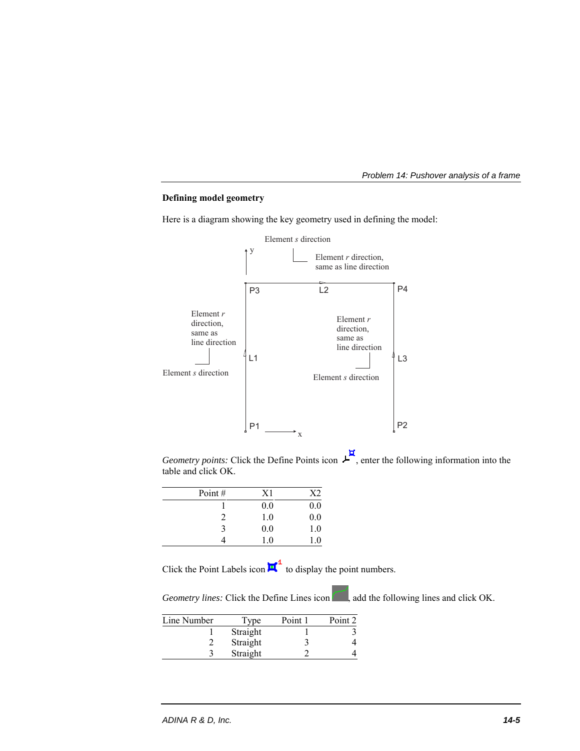**Defining model geometry**

Here is a diagram showing the key geometry used in defining the model:

Element *s* direction

Element *r* direction, same as line direction

P3 L2 P4

Element *r* direction, same as line direction

L1

Element *s* direction

Element *r* direction, same as line direction

L3

Element *s* direction

P1 P2

*Geometry points:* Click the Define Points icon, enter the following information into the table and click OK.

| Point # | X1 | X2 |
|---:|---:|---:|
| 1 | 0.0 | 0.0 |
| 2 | 1.0 | 0.0 |
| 3 | 0.0 | 1.0 |
| 4 | 1.0 | 1.0 |

Click the Point Labels icon to display the point numbers.

*Geometry lines:* Click the Define Lines icon, add the following lines and click OK.

| Line Number | Type | Point 1 | Point 2 |
|---:|---:|---:|---:|
| 1 | Straight | 1 | 3 |
| 2 | Straight | 3 | 4 |
| 3 | Straight | 2 | 4 |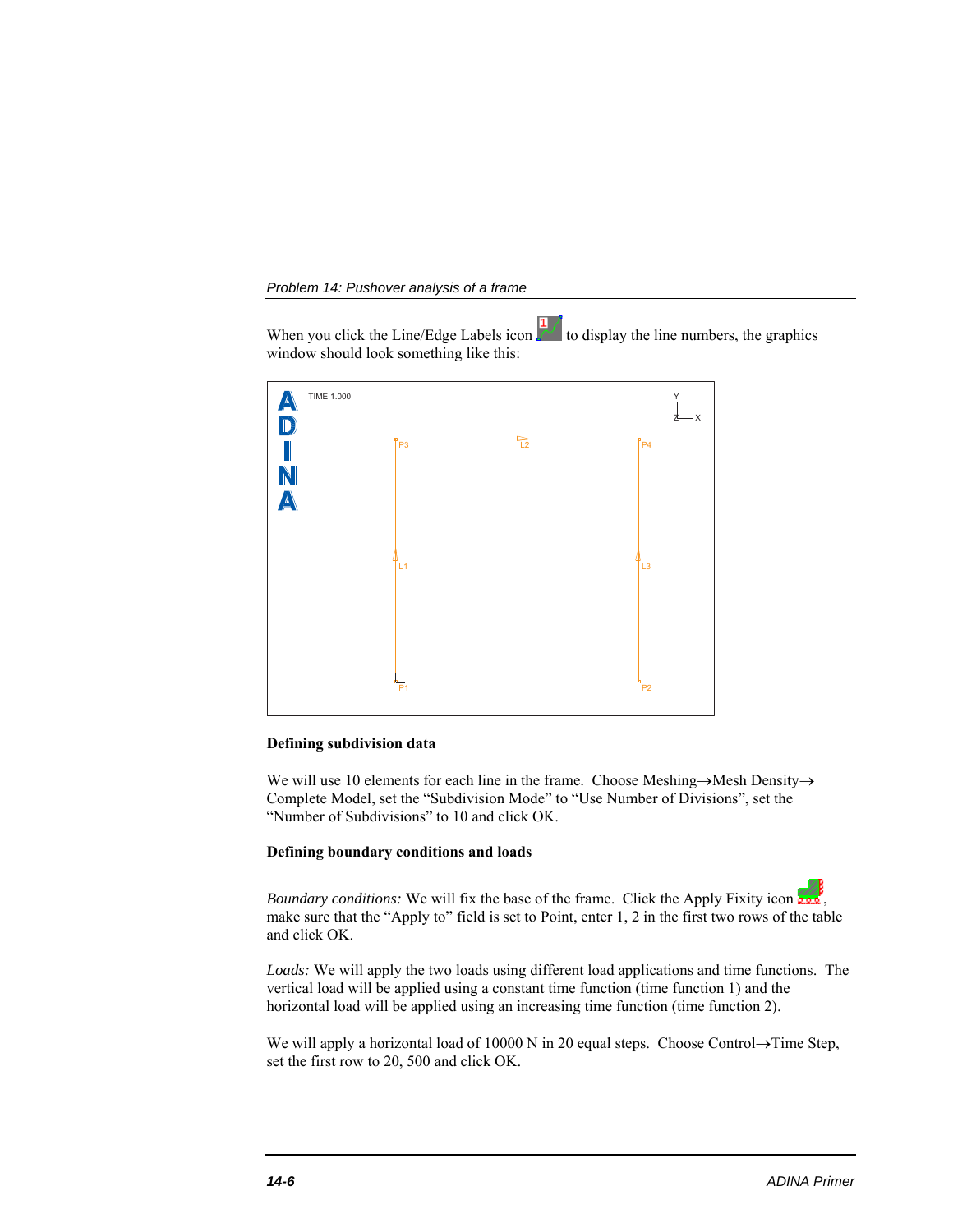When you click the Line/Edge Labels icon to display the line numbers, the graphics window should look something like this:

**Defining subdivision data**

We will use 10 elements for each line in the frame. Choose Meshing→Mesh Density→ Complete Model, set the "Subdivision Mode" to "Use Number of Divisions", set the "Number of Subdivisions" to 10 and click OK.

**Defining boundary conditions and loads**

*Boundary conditions:* We will fix the base of the frame. Click the Apply Fixity icon, make sure that the "Apply to" field is set to Point, enter 1, 2 in the first two rows of the table and click OK.

*Loads:* We will apply the two loads using different load applications and time functions. The vertical load will be applied using a constant time function (time function 1) and the horizontal load will be applied using an increasing time function (time function 2).

We will apply a horizontal load of 10000 N in 20 equal steps. Choose Control→Time Step, set the first row to 20, 500 and click OK.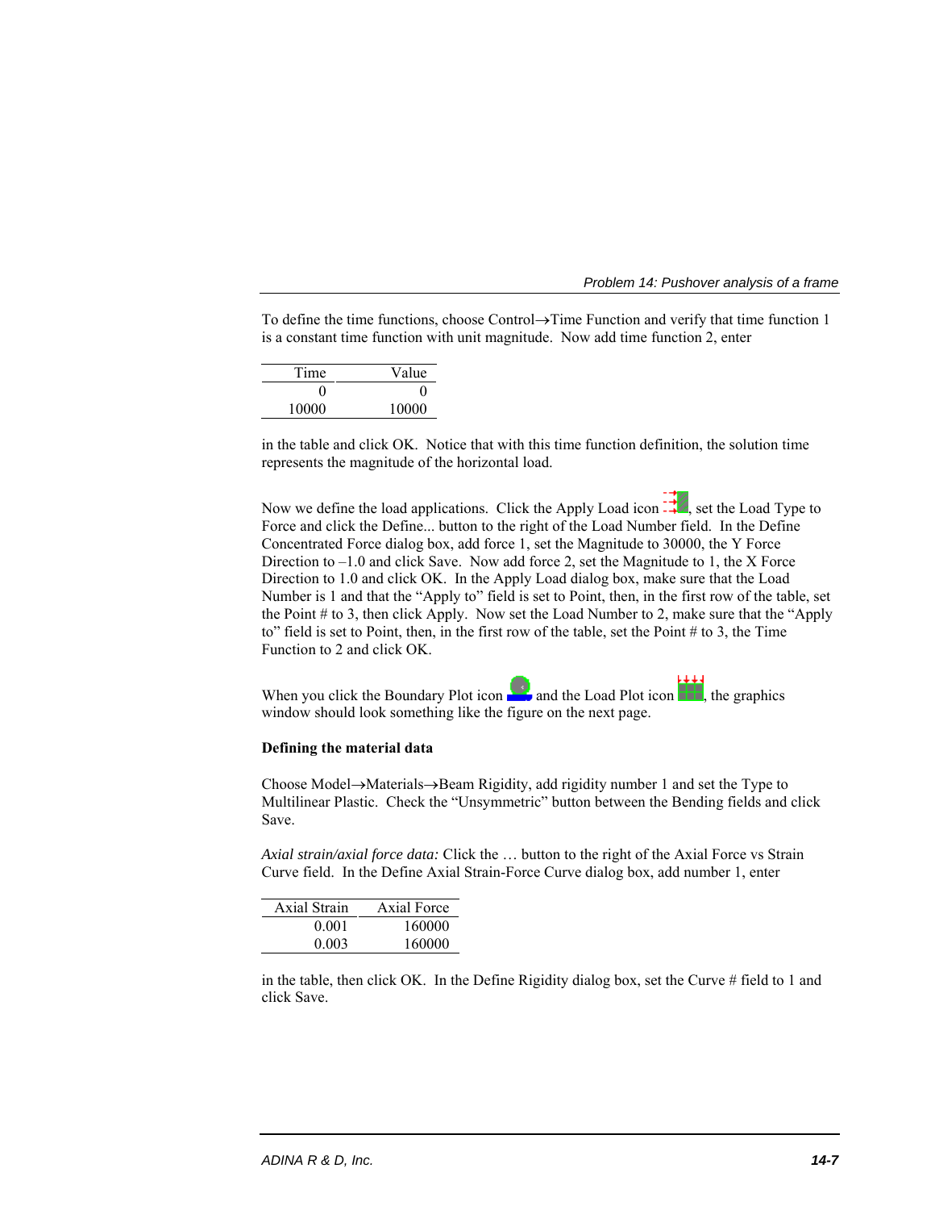To define the time functions, choose Control→Time Function and verify that time function 1 is a constant time function with unit magnitude. Now add time function 2, enter

| Time | Value |
|---:|---:|
| 0 | 0 |
| 10000 | 10000 |

in the table and click OK. Notice that with this time function definition, the solution time represents the magnitude of the horizontal load.

Now we define the load applications. Click the Apply Load icon, set the Load Type to Force and click the Define... button to the right of the Load Number field. In the Define Concentrated Force dialog box, add force 1, set the Magnitude to 30000, the Y Force Direction to –1.0 and click Save. Now add force 2, set the Magnitude to 1, the X Force Direction to 1.0 and click OK. In the Apply Load dialog box, make sure that the Load Number is 1 and that the "Apply to" field is set to Point, then, in the first row of the table, set the Point # to 3, then click Apply. Now set the Load Number to 2, make sure that the "Apply to" field is set to Point, then, in the first row of the table, set the Point # to 3, the Time Function to 2 and click OK.

When you click the Boundary Plot icon and the Load Plot icon, the graphics window should look something like the figure on the next page.

**Defining the material data**

Choose Model→Materials→Beam Rigidity, add rigidity number 1 and set the Type to Multilinear Plastic. Check the "Unsymmetric" button between the Bending fields and click Save.

*Axial strain/axial force data:* Click the … button to the right of the Axial Force vs Strain Curve field. In the Define Axial Strain-Force Curve dialog box, add number 1, enter

| Axial Strain | Axial Force |
|---:|---:|
| 0.001 | 160000 |
| 0.003 | 160000 |

in the table, then click OK. In the Define Rigidity dialog box, set the Curve # field to 1 and click Save.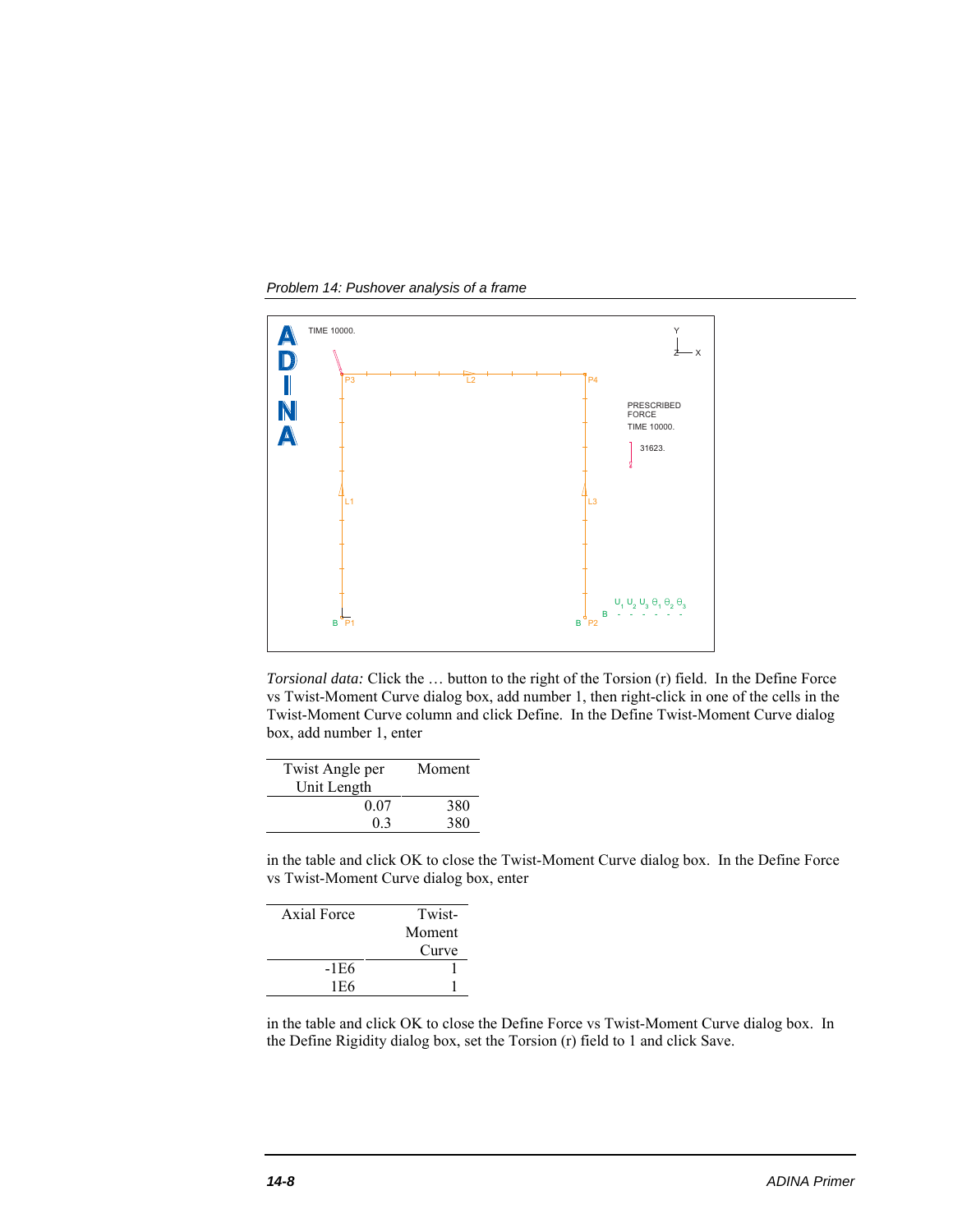*Torsional data:* Click the … button to the right of the Torsion (r) field. In the Define Force vs Twist-Moment Curve dialog box, add number 1, then right-click in one of the cells in the Twist-Moment Curve column and click Define. In the Define Twist-Moment Curve dialog box, add number 1, enter

| Twist Angle per Unit Length | Moment |
|---|---|
| 0.07 | 380 |
| 0.3 | 380 |

in the table and click OK to close the Twist-Moment Curve dialog box. In the Define Force vs Twist-Moment Curve dialog box, enter

| Axial Force | Twist-Moment Curve |
|---|---|
| -1E6 | 1 |
| 1E6 | 1 |

in the table and click OK to close the Define Force vs Twist-Moment Curve dialog box. In the Define Rigidity dialog box, set the Torsion (r) field to 1 and click Save.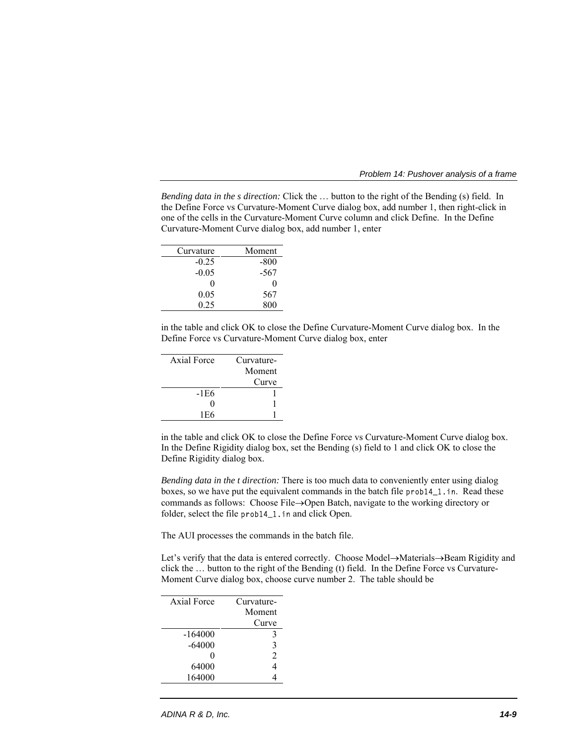*Bending data in the s direction:* Click the … button to the right of the Bending (s) field. In the Define Force vs Curvature-Moment Curve dialog box, add number 1, then right-click in one of the cells in the Curvature-Moment Curve column and click Define. In the Define Curvature-Moment Curve dialog box, add number 1, enter

| Curvature | Moment |
|---|---|
| -0.25 | -800 |
| -0.05 | -567 |
| 0 | 0 |
| 0.05 | 567 |
| 0.25 | 800 |

in the table and click OK to close the Define Curvature-Moment Curve dialog box. In the Define Force vs Curvature-Moment Curve dialog box, enter

| Axial Force | Curvature-Moment Curve |
|---|---|
| -1E6 | 1 |
| 0 | 1 |
| 1E6 | 1 |

in the table and click OK to close the Define Force vs Curvature-Moment Curve dialog box. In the Define Rigidity dialog box, set the Bending (s) field to 1 and click OK to close the Define Rigidity dialog box.

*Bending data in the t direction:* There is too much data to conveniently enter using dialog boxes, so we have put the equivalent commands in the batch file `prob14_1.in`. Read these commands as follows: Choose File→Open Batch, navigate to the working directory or folder, select the file `prob14_1.in` and click Open.

The AUI processes the commands in the batch file.

Let's verify that the data is entered correctly. Choose Model→Materials→Beam Rigidity and click the … button to the right of the Bending (t) field. In the Define Force vs Curvature-Moment Curve dialog box, choose curve number 2. The table should be

| Axial Force | Curvature-Moment Curve |
|---|---|
| -164000 | 3 |
| -64000 | 3 |
| 0 | 2 |
| 64000 | 4 |
| 164000 | 4 |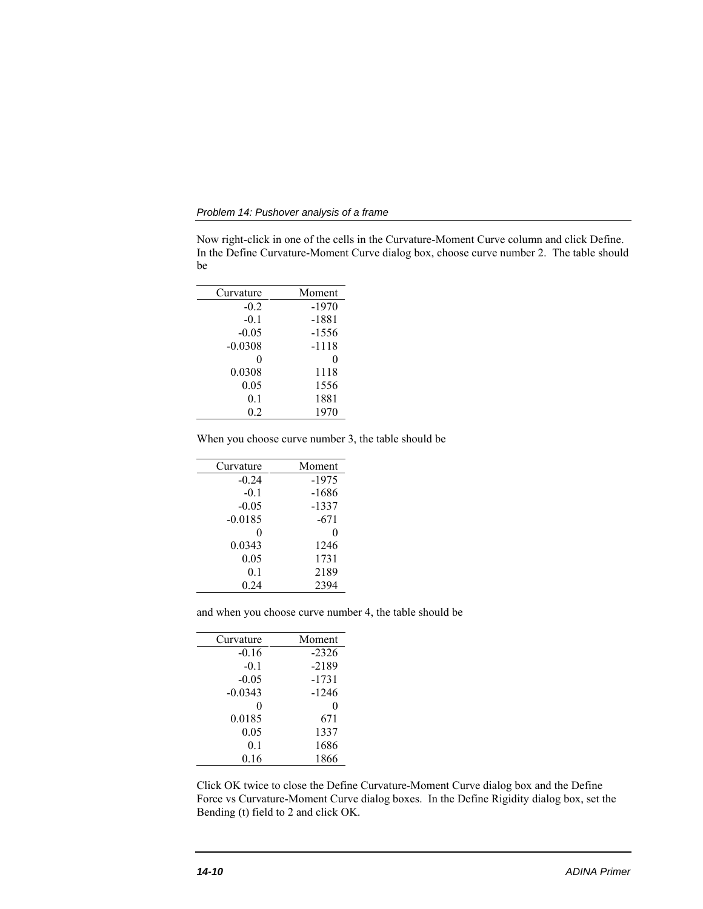Now right-click in one of the cells in the Curvature-Moment Curve column and click Define. In the Define Curvature-Moment Curve dialog box, choose curve number 2. The table should be

| Curvature | Moment |
|---|---|
| -0.2 | -1970 |
| -0.1 | -1881 |
| -0.05 | -1556 |
| -0.0308 | -1118 |
| 0 | 0 |
| 0.0308 | 1118 |
| 0.05 | 1556 |
| 0.1 | 1881 |
| 0.2 | 1970 |

When you choose curve number 3, the table should be

| Curvature | Moment |
|---|---|
| -0.24 | -1975 |
| -0.1 | -1686 |
| -0.05 | -1337 |
| -0.0185 | -671 |
| 0 | 0 |
| 0.0343 | 1246 |
| 0.05 | 1731 |
| 0.1 | 2189 |
| 0.24 | 2394 |

and when you choose curve number 4, the table should be

| Curvature | Moment |
|---|---|
| -0.16 | -2326 |
| -0.1 | -2189 |
| -0.05 | -1731 |
| -0.0343 | -1246 |
| 0 | 0 |
| 0.0185 | 671 |
| 0.05 | 1337 |
| 0.1 | 1686 |
| 0.16 | 1866 |

Click OK twice to close the Define Curvature-Moment Curve dialog box and the Define Force vs Curvature-Moment Curve dialog boxes. In the Define Rigidity dialog box, set the Bending (t) field to 2 and click OK.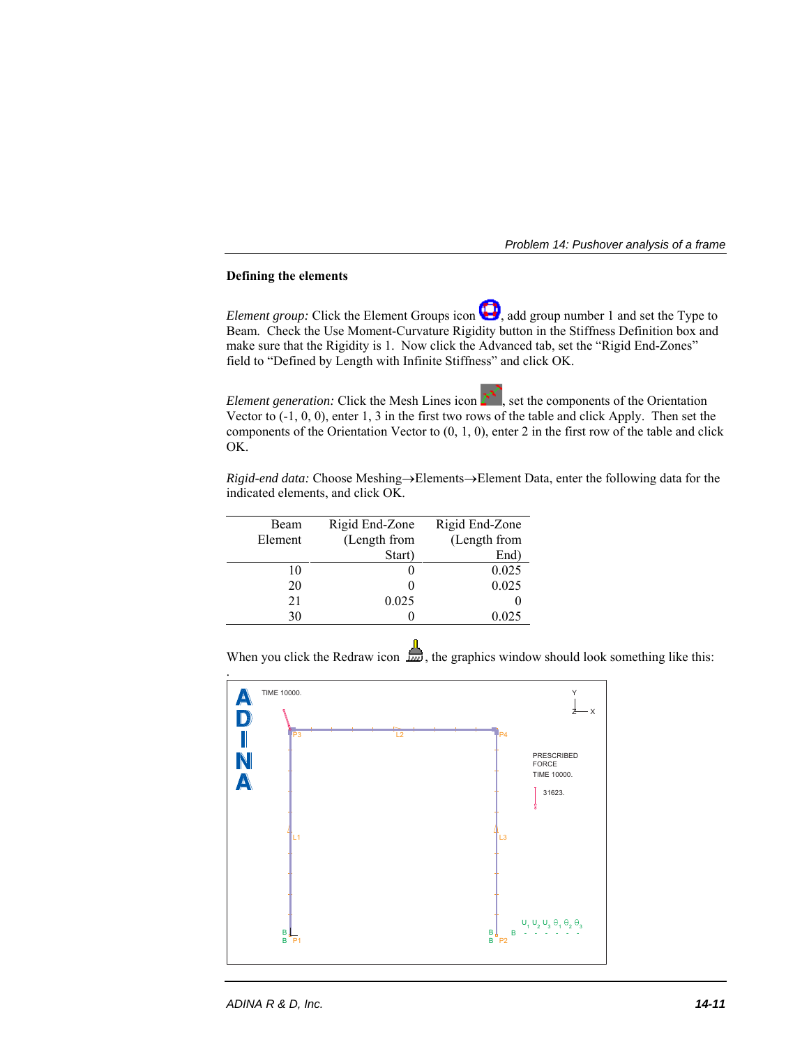**Defining the elements**

*Element group:* Click the Element Groups icon, add group number 1 and set the Type to Beam. Check the Use Moment-Curvature Rigidity button in the Stiffness Definition box and make sure that the Rigidity is 1. Now click the Advanced tab, set the "Rigid End-Zones" field to "Defined by Length with Infinite Stiffness" and click OK.

*Element generation:* Click the Mesh Lines icon, set the components of the Orientation Vector to (-1, 0, 0), enter 1, 3 in the first two rows of the table and click Apply. Then set the components of the Orientation Vector to (0, 1, 0), enter 2 in the first row of the table and click OK.

*Rigid-end data:* Choose Meshing→Elements→Element Data, enter the following data for the indicated elements, and click OK.

| Beam Element | Rigid End-Zone (Length from Start) | Rigid End-Zone (Length from End) |
|---|---|---|
| 10 | 0 | 0.025 |
| 20 | 0 | 0.025 |
| 21 | 0.025 | 0 |
| 30 | 0 | 0.025 |

When you click the Redraw icon, the graphics window should look something like this: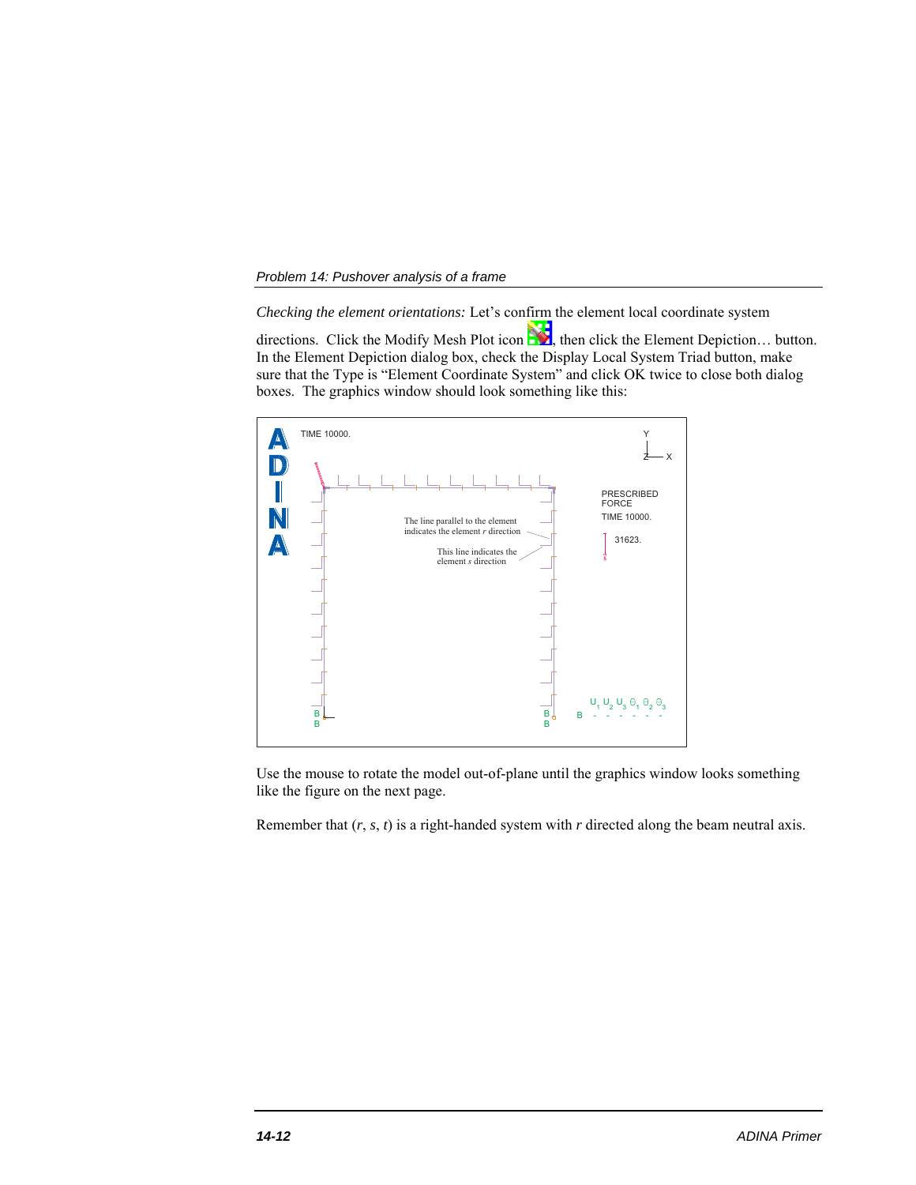*Checking the element orientations:* Let's confirm the element local coordinate system directions. Click the Modify Mesh Plot icon, then click the Element Depiction… button. In the Element Depiction dialog box, check the Display Local System Triad button, make sure that the Type is "Element Coordinate System" and click OK twice to close both dialog boxes. The graphics window should look something like this:

Use the mouse to rotate the model out-of-plane until the graphics window looks something like the figure on the next page.

Remember that ($r$, $s$, $t$) is a right-handed system with $r$ directed along the beam neutral axis.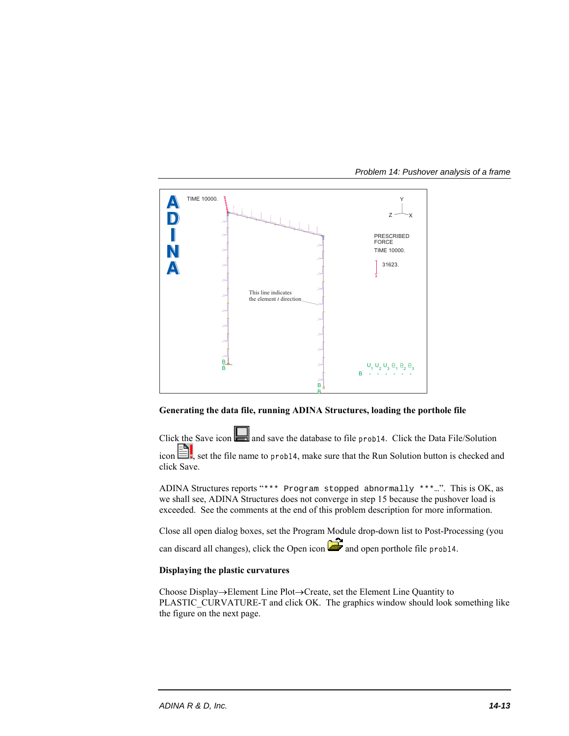TIME 10000.

PRESCRIBED FORCE

TIME 10000.

31623.

This line indicates the element *t* direction

## Generating the data file, running ADINA Structures, loading the porthole file

Click the Save icon and save the database to file `prob14`. Click the Data File/Solution icon , set the file name to `prob14`, make sure that the Run Solution button is checked and click Save.

ADINA Structures reports "`*** Program stopped abnormally ***`...". This is OK, as we shall see, ADINA Structures does not converge in step 15 because the pushover load is exceeded. See the comments at the end of this problem description for more information.

Close all open dialog boxes, set the Program Module drop-down list to Post-Processing (you can discard all changes), click the Open icon and open porthole file `prob14`.

## Displaying the plastic curvatures

Choose Display→Element Line Plot→Create, set the Element Line Quantity to PLASTIC_CURVATURE-T and click OK. The graphics window should look something like the figure on the next page.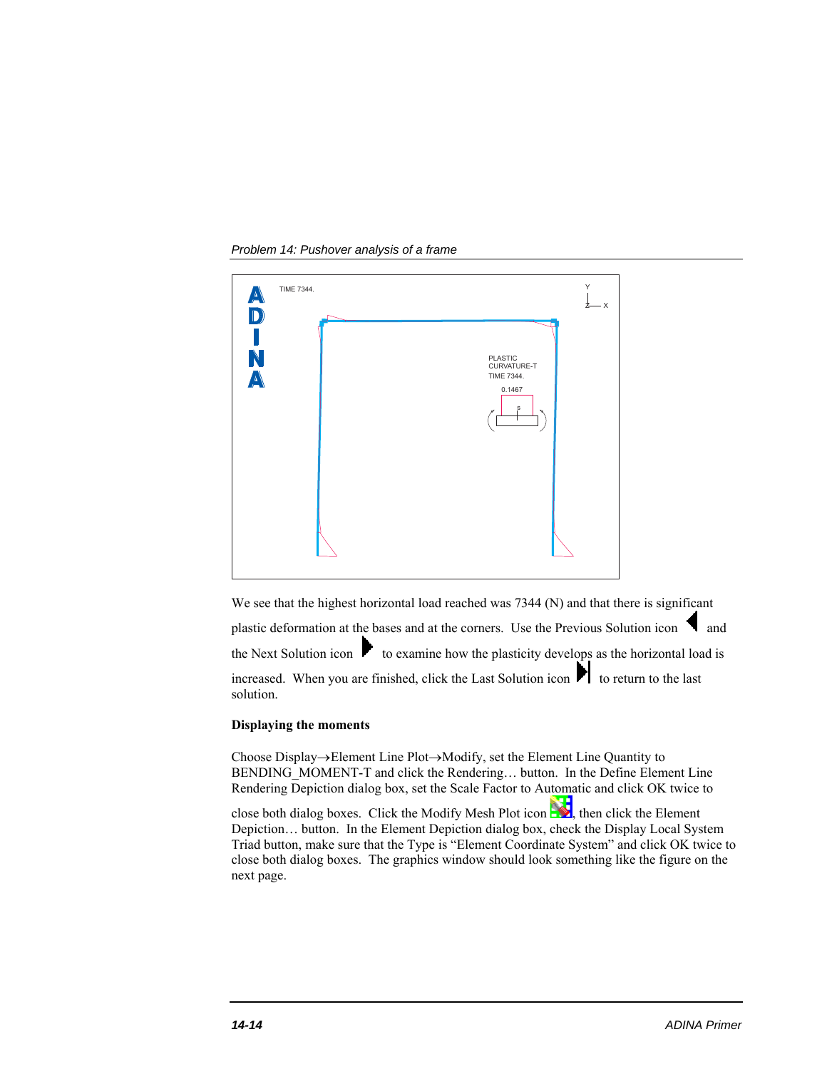We see that the highest horizontal load reached was 7344 (N) and that there is significant plastic deformation at the bases and at the corners. Use the Previous Solution icon and the Next Solution icon to examine how the plasticity develops as the horizontal load is increased. When you are finished, click the Last Solution icon to return to the last solution.

**Displaying the moments**

Choose Display→Element Line Plot→Modify, set the Element Line Quantity to BENDING_MOMENT-T and click the Rendering… button. In the Define Element Line Rendering Depiction dialog box, set the Scale Factor to Automatic and click OK twice to close both dialog boxes. Click the Modify Mesh Plot icon, then click the Element Depiction… button. In the Element Depiction dialog box, check the Display Local System Triad button, make sure that the Type is "Element Coordinate System" and click OK twice to close both dialog boxes. The graphics window should look something like the figure on the next page.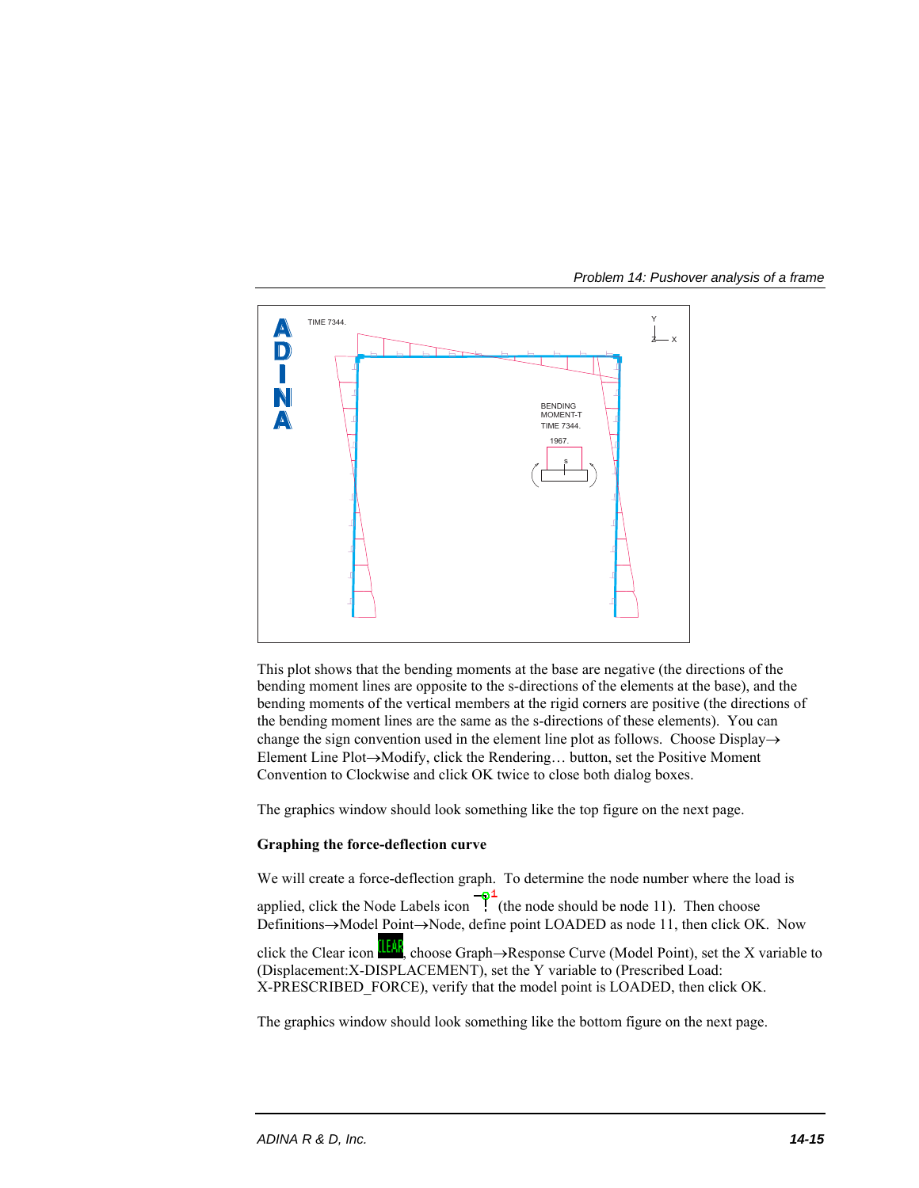This plot shows that the bending moments at the base are negative (the directions of the bending moment lines are opposite to the s-directions of the elements at the base), and the bending moments of the vertical members at the rigid corners are positive (the directions of the bending moment lines are the same as the s-directions of these elements). You can change the sign convention used in the element line plot as follows. Choose Display→ Element Line Plot→Modify, click the Rendering… button, set the Positive Moment Convention to Clockwise and click OK twice to close both dialog boxes.

The graphics window should look something like the top figure on the next page.

**Graphing the force-deflection curve**

We will create a force-deflection graph. To determine the node number where the load is applied, click the Node Labels icon (the node should be node 11). Then choose Definitions→Model Point→Node, define point LOADED as node 11, then click OK. Now click the Clear icon, choose Graph→Response Curve (Model Point), set the X variable to (Displacement:X-DISPLACEMENT), set the Y variable to (Prescribed Load: X-PRESCRIBED_FORCE), verify that the model point is LOADED, then click OK.

The graphics window should look something like the bottom figure on the next page.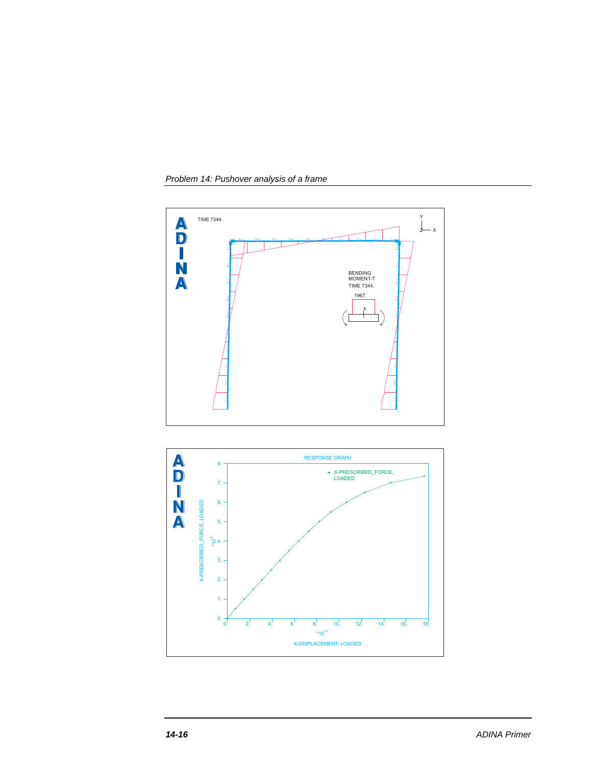TIME 7344.

BENDING
MOMENT-T
TIME 7344.

1967.

RESPONSE GRAPH

X-PRESCRIBED_FORCE, LOADED

X-PRESCRIBED_FORCE, LOADED $*10^{3}$

X-DISPLACEMENT, LOADED $*10^{-3}$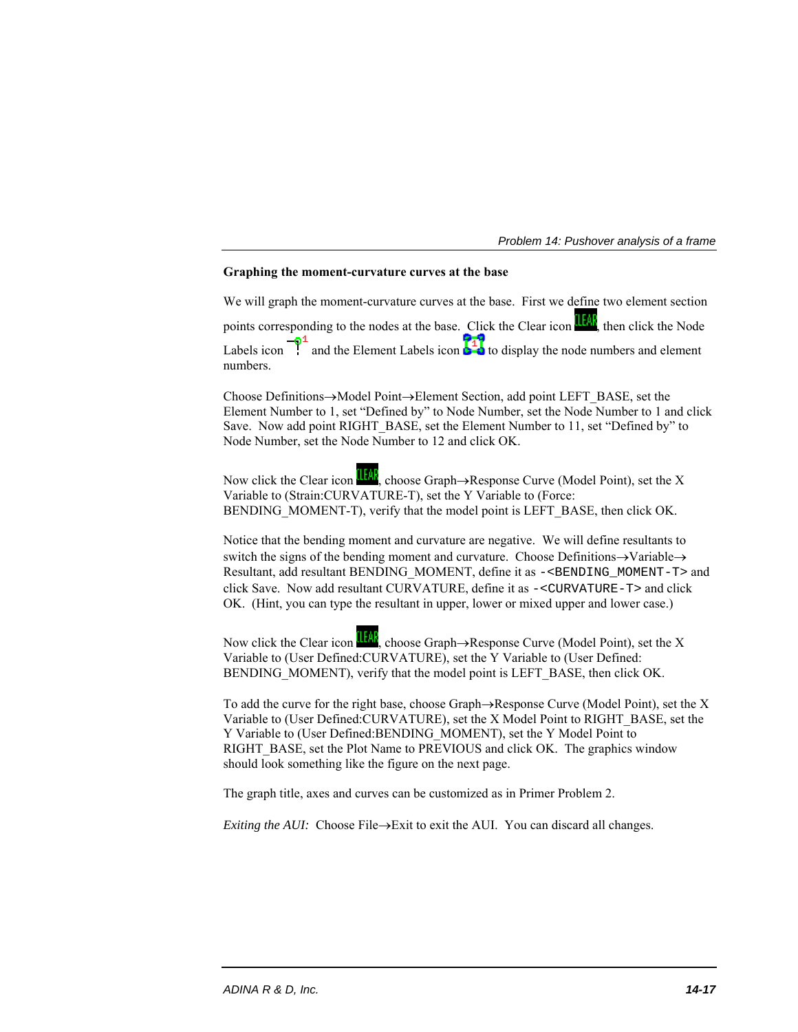### Graphing the moment-curvature curves at the base

We will graph the moment-curvature curves at the base. First we define two element section points corresponding to the nodes at the base. Click the Clear icon, then click the Node Labels icon and the Element Labels icon to display the node numbers and element numbers.

Choose Definitions→Model Point→Element Section, add point LEFT_BASE, set the Element Number to 1, set "Defined by" to Node Number, set the Node Number to 1 and click Save. Now add point RIGHT_BASE, set the Element Number to 11, set "Defined by" to Node Number, set the Node Number to 12 and click OK.

Now click the Clear icon, choose Graph→Response Curve (Model Point), set the X Variable to (Strain:CURVATURE-T), set the Y Variable to (Force: BENDING_MOMENT-T), verify that the model point is LEFT_BASE, then click OK.

Notice that the bending moment and curvature are negative. We will define resultants to switch the signs of the bending moment and curvature. Choose Definitions→Variable→ Resultant, add resultant BENDING_MOMENT, define it as `-<BENDING_MOMENT-T>` and click Save. Now add resultant CURVATURE, define it as `-<CURVATURE-T>` and click OK. (Hint, you can type the resultant in upper, lower or mixed upper and lower case.)

Now click the Clear icon, choose Graph→Response Curve (Model Point), set the X Variable to (User Defined:CURVATURE), set the Y Variable to (User Defined: BENDING_MOMENT), verify that the model point is LEFT_BASE, then click OK.

To add the curve for the right base, choose Graph→Response Curve (Model Point), set the X Variable to (User Defined:CURVATURE), set the X Model Point to RIGHT_BASE, set the Y Variable to (User Defined:BENDING_MOMENT), set the Y Model Point to RIGHT_BASE, set the Plot Name to PREVIOUS and click OK. The graphics window should look something like the figure on the next page.

The graph title, axes and curves can be customized as in Primer Problem 2.

*Exiting the AUI:* Choose File→Exit to exit the AUI. You can discard all changes.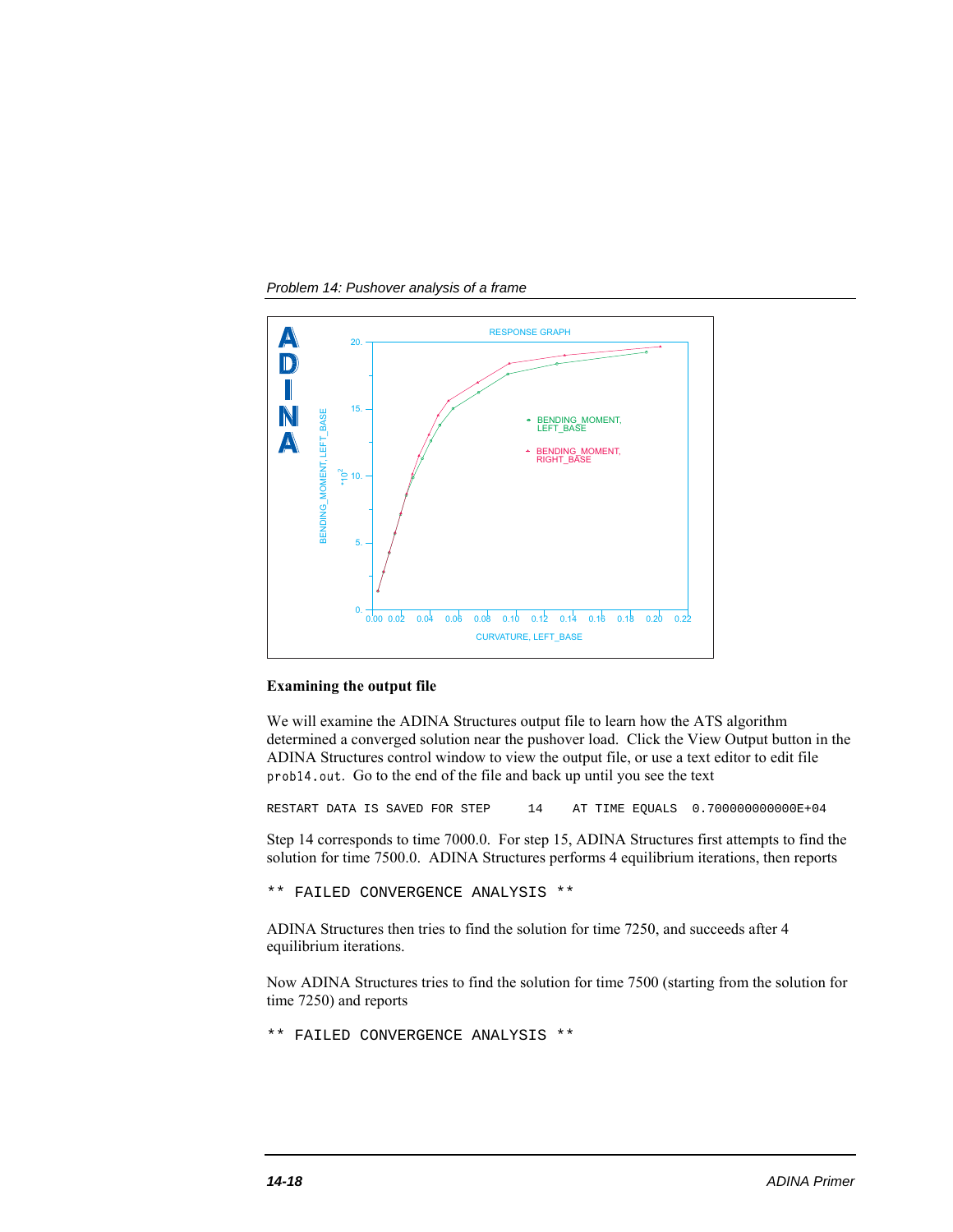## Examining the output file

We will examine the ADINA Structures output file to learn how the ATS algorithm determined a converged solution near the pushover load. Click the View Output button in the ADINA Structures control window to view the output file, or use a text editor to edit file `prob14.out`. Go to the end of the file and back up until you see the text

```
RESTART DATA IS SAVED FOR STEP     14    AT TIME EQUALS  0.700000000000E+04
```

Step 14 corresponds to time 7000.0. For step 15, ADINA Structures first attempts to find the solution for time 7500.0. ADINA Structures performs 4 equilibrium iterations, then reports

```
** FAILED CONVERGENCE ANALYSIS **
```

ADINA Structures then tries to find the solution for time 7250, and succeeds after 4 equilibrium iterations.

Now ADINA Structures tries to find the solution for time 7500 (starting from the solution for time 7250) and reports

```
** FAILED CONVERGENCE ANALYSIS **
```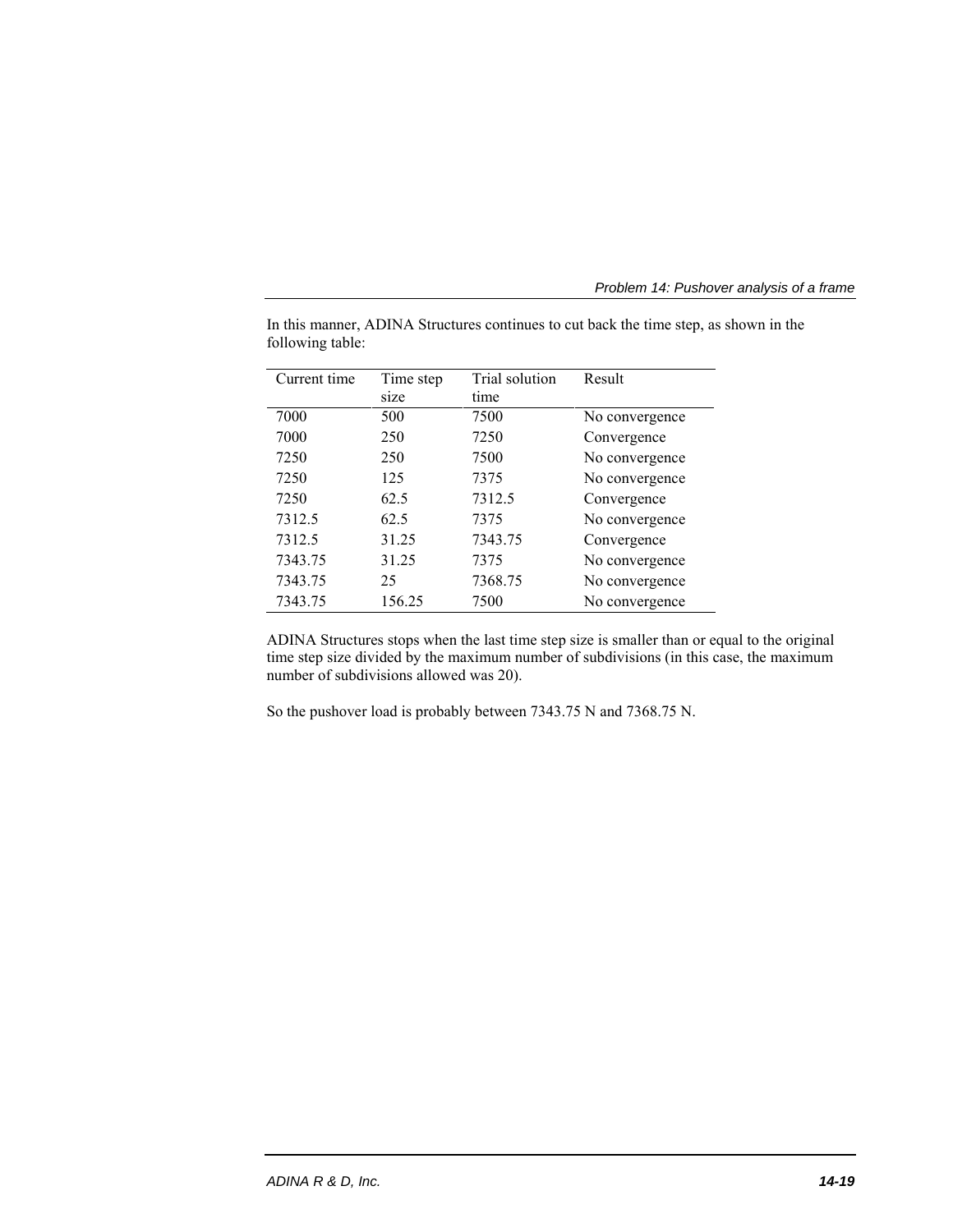In this manner, ADINA Structures continues to cut back the time step, as shown in the following table:

| Current time | Time step size | Trial solution time | Result |
|---|---|---|---|
| 7000 | 500 | 7500 | No convergence |
| 7000 | 250 | 7250 | Convergence |
| 7250 | 250 | 7500 | No convergence |
| 7250 | 125 | 7375 | No convergence |
| 7250 | 62.5 | 7312.5 | Convergence |
| 7312.5 | 62.5 | 7375 | No convergence |
| 7312.5 | 31.25 | 7343.75 | Convergence |
| 7343.75 | 31.25 | 7375 | No convergence |
| 7343.75 | 25 | 7368.75 | No convergence |
| 7343.75 | 156.25 | 7500 | No convergence |

ADINA Structures stops when the last time step size is smaller than or equal to the original time step size divided by the maximum number of subdivisions (in this case, the maximum number of subdivisions allowed was 20).

So the pushover load is probably between 7343.75 N and 7368.75 N.